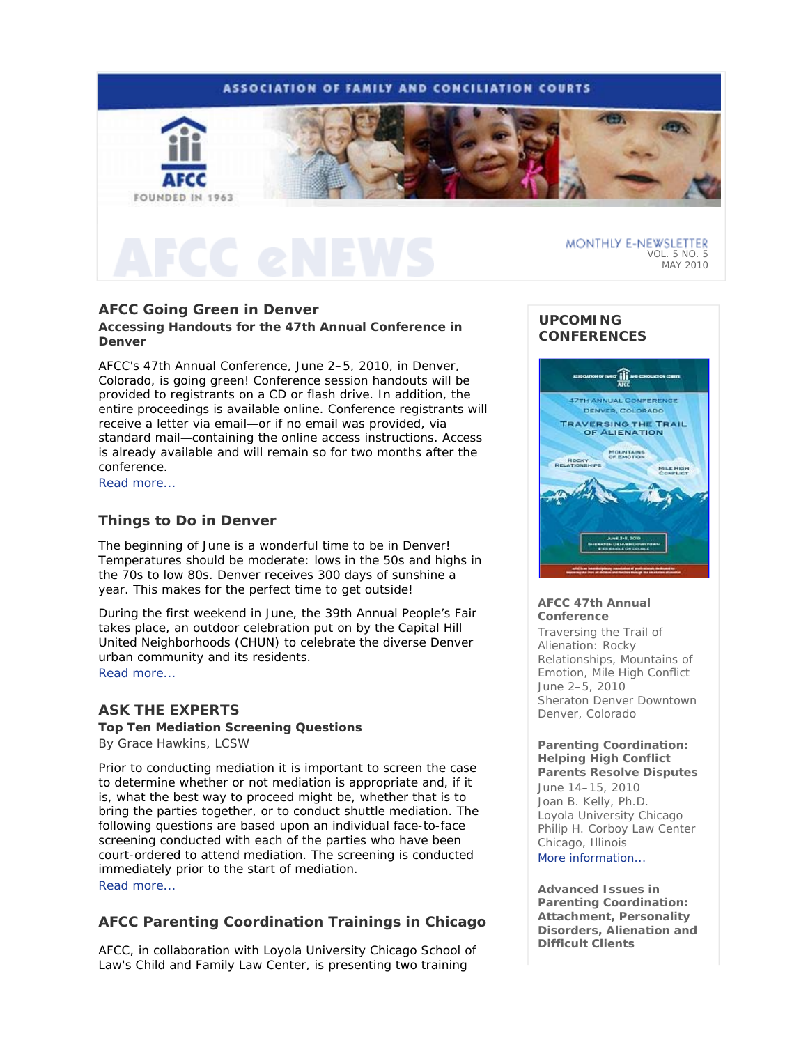ASSOCIATION OF FAMILY AND CONCILIATION COURTS

AFCC
FOUNDED IN 1963

# AFCC eNEWS

MONTHLY E-NEWSLETTER
VOL. 5 NO. 5
MAY 2010

## AFCC Going Green in Denver

**Accessing Handouts for the 47th Annual Conference in Denver**

AFCC's 47th Annual Conference, June 2–5, 2010, in Denver, Colorado, is going green! Conference session handouts will be provided to registrants on a CD or flash drive. In addition, the entire proceedings is available online. Conference registrants will receive a letter via email—or if no email was provided, via standard mail—containing the online access instructions. Access is already available and will remain so for two months after the conference.
Read more...

## Things to Do in Denver

The beginning of June is a wonderful time to be in Denver! Temperatures should be moderate: lows in the 50s and highs in the 70s to low 80s. Denver receives 300 days of sunshine a year. This makes for the perfect time to get outside!

During the first weekend in June, the 39th Annual People's Fair takes place, an outdoor celebration put on by the Capital Hill United Neighborhoods (CHUN) to celebrate the diverse Denver urban community and its residents.
Read more...

## ASK THE EXPERTS

**Top Ten Mediation Screening Questions**
By Grace Hawkins, LCSW

Prior to conducting mediation it is important to screen the case to determine whether or not mediation is appropriate and, if it is, what the best way to proceed might be, whether that is to bring the parties together, or to conduct shuttle mediation. The following questions are based upon an individual face-to-face screening conducted with each of the parties who have been court-ordered to attend mediation. The screening is conducted immediately prior to the start of mediation.
Read more...

## AFCC Parenting Coordination Trainings in Chicago

AFCC, in collaboration with Loyola University Chicago School of Law's Child and Family Law Center, is presenting two training

## UPCOMING CONFERENCES

**AFCC 47th Annual Conference**
Traversing the Trail of Alienation: Rocky Relationships, Mountains of Emotion, Mile High Conflict
June 2–5, 2010
Sheraton Denver Downtown
Denver, Colorado

**Parenting Coordination: Helping High Conflict Parents Resolve Disputes**
June 14–15, 2010
Joan B. Kelly, Ph.D.
Loyola University Chicago
Philip H. Corboy Law Center
Chicago, Illinois
More information...

**Advanced Issues in Parenting Coordination: Attachment, Personality Disorders, Alienation and Difficult Clients**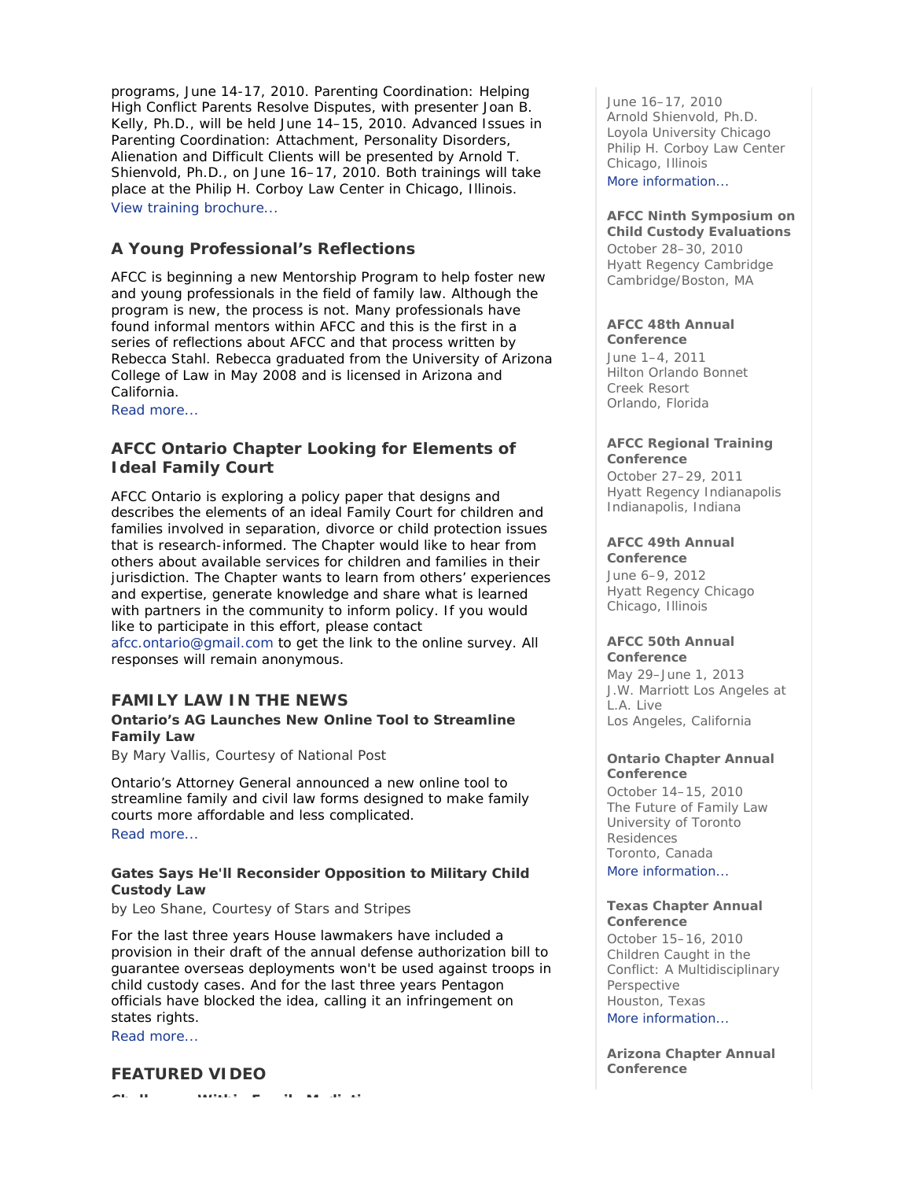programs, June 14-17, 2010. Parenting Coordination: Helping High Conflict Parents Resolve Disputes, with presenter Joan B. Kelly, Ph.D., will be held June 14–15, 2010. Advanced Issues in Parenting Coordination: Attachment, Personality Disorders, Alienation and Difficult Clients will be presented by Arnold T. Shienvold, Ph.D., on June 16–17, 2010. Both trainings will take place at the Philip H. Corboy Law Center in Chicago, Illinois.
View training brochure...

### A Young Professional's Reflections

AFCC is beginning a new Mentorship Program to help foster new and young professionals in the field of family law. Although the program is new, the process is not. Many professionals have found informal mentors within AFCC and this is the first in a series of reflections about AFCC and that process written by Rebecca Stahl. Rebecca graduated from the University of Arizona College of Law in May 2008 and is licensed in Arizona and California.
Read more...

### AFCC Ontario Chapter Looking for Elements of Ideal Family Court

AFCC Ontario is exploring a policy paper that designs and describes the elements of an ideal Family Court for children and families involved in separation, divorce or child protection issues that is research-informed. The Chapter would like to hear from others about available services for children and families in their jurisdiction. The Chapter wants to learn from others' experiences and expertise, generate knowledge and share what is learned with partners in the community to inform policy. If you would like to participate in this effort, please contact afcc.ontario@gmail.com to get the link to the online survey. All responses will remain anonymous.

## FAMILY LAW IN THE NEWS

**Ontario's AG Launches New Online Tool to Streamline Family Law**

By Mary Vallis, Courtesy of National Post

Ontario's Attorney General announced a new online tool to streamline family and civil law forms designed to make family courts more affordable and less complicated.
Read more...

**Gates Says He'll Reconsider Opposition to Military Child Custody Law**

by Leo Shane, Courtesy of Stars and Stripes

For the last three years House lawmakers have included a provision in their draft of the annual defense authorization bill to guarantee overseas deployments won't be used against troops in child custody cases. And for the last three years Pentagon officials have blocked the idea, calling it an infringement on states rights.
Read more...

## FEATURED VIDEO

June 16–17, 2010
Arnold Shienvold, Ph.D.
Loyola University Chicago
Philip H. Corboy Law Center
Chicago, Illinois
More information...

**AFCC Ninth Symposium on Child Custody Evaluations**
October 28–30, 2010
Hyatt Regency Cambridge
Cambridge/Boston, MA

**AFCC 48th Annual Conference**
June 1–4, 2011
Hilton Orlando Bonnet Creek Resort
Orlando, Florida

**AFCC Regional Training Conference**
October 27–29, 2011
Hyatt Regency Indianapolis
Indianapolis, Indiana

**AFCC 49th Annual Conference**
June 6–9, 2012
Hyatt Regency Chicago
Chicago, Illinois

**AFCC 50th Annual Conference**
May 29–June 1, 2013
J.W. Marriott Los Angeles at L.A. Live
Los Angeles, California

**Ontario Chapter Annual Conference**
October 14–15, 2010
The Future of Family Law
University of Toronto Residences
Toronto, Canada
More information...

**Texas Chapter Annual Conference**
October 15–16, 2010
Children Caught in the Conflict: A Multidisciplinary Perspective
Houston, Texas
More information...

**Arizona Chapter Annual Conference**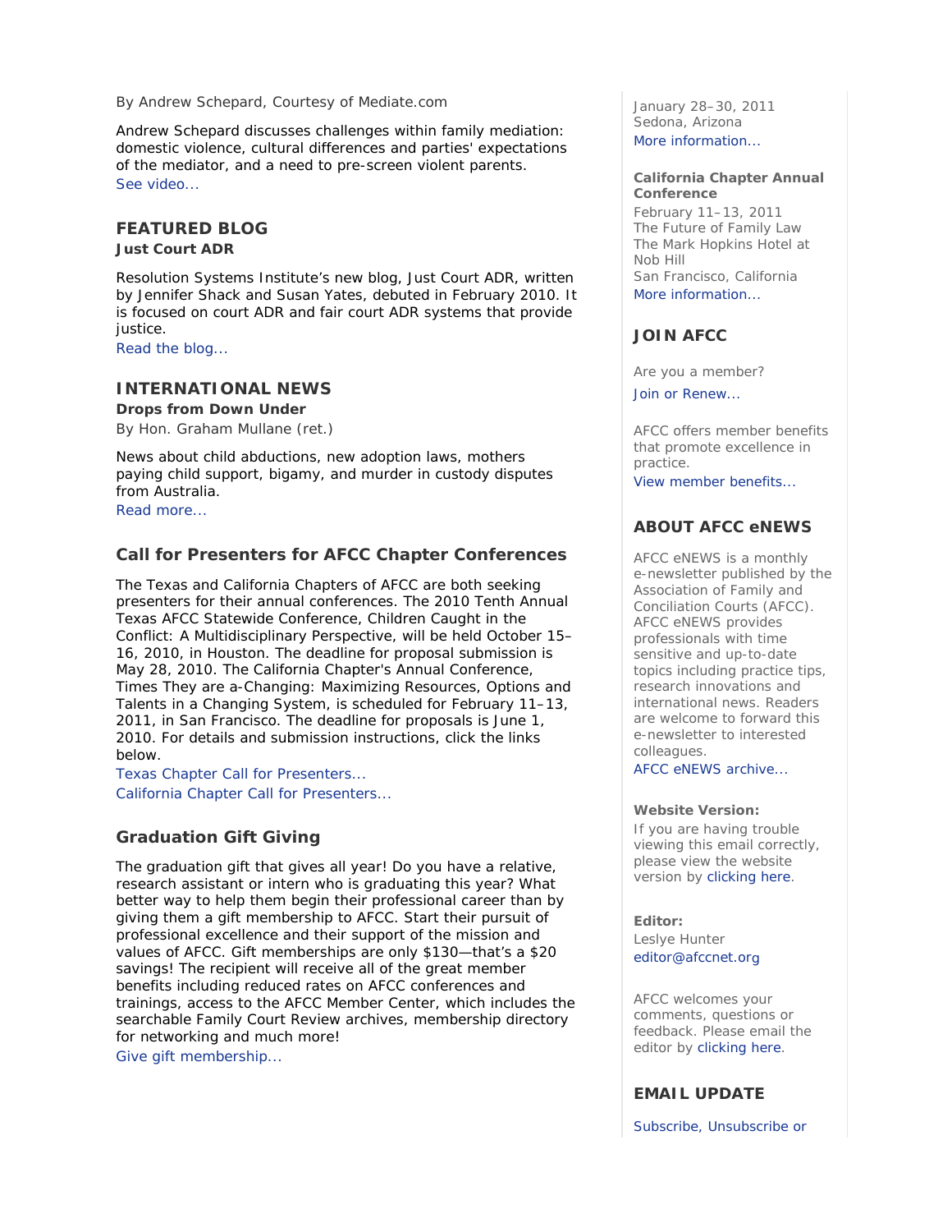By Andrew Schepard, Courtesy of Mediate.com

Andrew Schepard discusses challenges within family mediation: domestic violence, cultural differences and parties' expectations of the mediator, and a need to pre-screen violent parents.
See video...

## FEATURED BLOG

**Just Court ADR**

Resolution Systems Institute's new blog, Just Court ADR, written by Jennifer Shack and Susan Yates, debuted in February 2010. It is focused on court ADR and fair court ADR systems that provide justice.
Read the blog...

## INTERNATIONAL NEWS

**Drops from Down Under**

By Hon. Graham Mullane (ret.)

News about child abductions, new adoption laws, mothers paying child support, bigamy, and murder in custody disputes from Australia.
Read more...

## Call for Presenters for AFCC Chapter Conferences

The Texas and California Chapters of AFCC are both seeking presenters for their annual conferences. The 2010 Tenth Annual Texas AFCC Statewide Conference, Children Caught in the Conflict: A Multidisciplinary Perspective, will be held October 15–16, 2010, in Houston. The deadline for proposal submission is May 28, 2010. The California Chapter's Annual Conference, Times They are a-Changing: Maximizing Resources, Options and Talents in a Changing System, is scheduled for February 11–13, 2011, in San Francisco. The deadline for proposals is June 1, 2010. For details and submission instructions, click the links below.
Texas Chapter Call for Presenters...
California Chapter Call for Presenters...

## Graduation Gift Giving

The graduation gift that gives all year! Do you have a relative, research assistant or intern who is graduating this year? What better way to help them begin their professional career than by giving them a gift membership to AFCC. Start their pursuit of professional excellence and their support of the mission and values of AFCC. Gift memberships are only $130—that's a $20 savings! The recipient will receive all of the great member benefits including reduced rates on AFCC conferences and trainings, access to the AFCC Member Center, which includes the searchable Family Court Review archives, membership directory for networking and much more!
Give gift membership...

January 28–30, 2011
Sedona, Arizona
More information...

**California Chapter Annual Conference**
February 11–13, 2011
The Future of Family Law
The Mark Hopkins Hotel at Nob Hill
San Francisco, California
More information...

## JOIN AFCC

Are you a member?

Join or Renew...

AFCC offers member benefits that promote excellence in practice.
View member benefits...

## ABOUT AFCC eNEWS

AFCC eNEWS is a monthly e-newsletter published by the Association of Family and Conciliation Courts (AFCC). AFCC eNEWS provides professionals with time sensitive and up-to-date topics including practice tips, research innovations and international news. Readers are welcome to forward this e-newsletter to interested colleagues.
AFCC eNEWS archive...

**Website Version:**
If you are having trouble viewing this email correctly, please view the website version by clicking here.

**Editor:**
Leslye Hunter
editor@afccnet.org

AFCC welcomes your comments, questions or feedback. Please email the editor by clicking here.

## EMAIL UPDATE

Subscribe, Unsubscribe or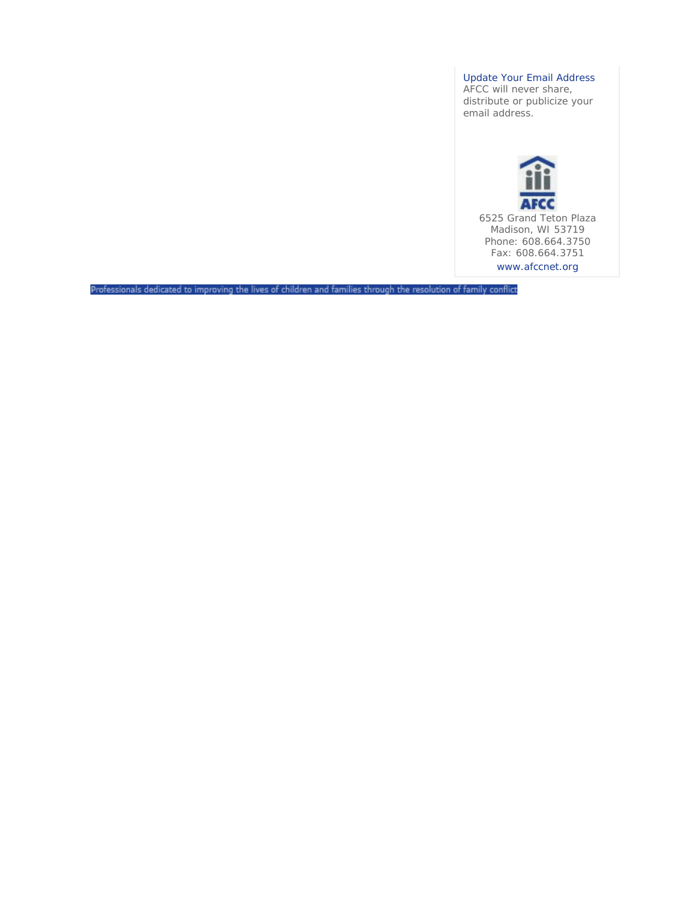Update Your Email Address
AFCC will never share, distribute or publicize your email address.

AFCC

6525 Grand Teton Plaza
Madison, WI 53719
Phone: 608.664.3750
Fax: 608.664.3751
www.afccnet.org

Professionals dedicated to improving the lives of children and families through the resolution of family conflict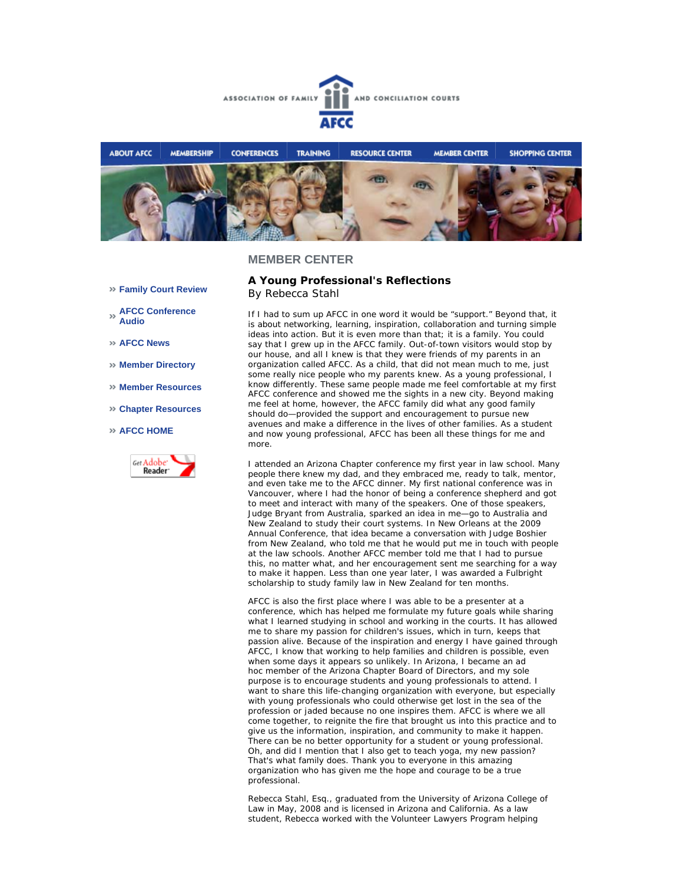ASSOCIATION OF FAMILY AND CONCILIATION COURTS

AFCC

ABOUT AFCC | MEMBERSHIP | CONFERENCES | TRAINING | RESOURCE CENTER | MEMBER CENTER | SHOPPING CENTER

- » Family Court Review
- » AFCC Conference Audio
- » AFCC News
- » Member Directory
- » Member Resources
- » Chapter Resources
- » AFCC HOME

Get Adobe Reader

## MEMBER CENTER

### A Young Professional's Reflections

By Rebecca Stahl

If I had to sum up AFCC in one word it would be "support." Beyond that, it is about networking, learning, inspiration, collaboration and turning simple ideas into action. But it is even more than that; it is a family. You could say that I grew up in the AFCC family. Out-of-town visitors would stop by our house, and all I knew is that they were friends of my parents in an organization called AFCC. As a child, that did not mean much to me, just some really nice people who my parents knew. As a young professional, I know differently. These same people made me feel comfortable at my first AFCC conference and showed me the sights in a new city. Beyond making me feel at home, however, the AFCC family did what any good family should do—provided the support and encouragement to pursue new avenues and make a difference in the lives of other families. As a student and now young professional, AFCC has been all these things for me and more.

I attended an Arizona Chapter conference my first year in law school. Many people there knew my dad, and they embraced me, ready to talk, mentor, and even take me to the AFCC dinner. My first national conference was in Vancouver, where I had the honor of being a conference shepherd and got to meet and interact with many of the speakers. One of those speakers, Judge Bryant from Australia, sparked an idea in me—go to Australia and New Zealand to study their court systems. In New Orleans at the 2009 Annual Conference, that idea became a conversation with Judge Boshier from New Zealand, who told me that he would put me in touch with people at the law schools. Another AFCC member told me that I had to pursue this, no matter what, and her encouragement sent me searching for a way to make it happen. Less than one year later, I was awarded a Fulbright scholarship to study family law in New Zealand for ten months.

AFCC is also the first place where I was able to be a presenter at a conference, which has helped me formulate my future goals while sharing what I learned studying in school and working in the courts. It has allowed me to share my passion for children's issues, which in turn, keeps that passion alive. Because of the inspiration and energy I have gained through AFCC, I know that working to help families and children is possible, even when some days it appears so unlikely. In Arizona, I became an ad hoc member of the Arizona Chapter Board of Directors, and my sole purpose is to encourage students and young professionals to attend. I want to share this life-changing organization with everyone, but especially with young professionals who could otherwise get lost in the sea of the profession or jaded because no one inspires them. AFCC is where we all come together, to reignite the fire that brought us into this practice and to give us the information, inspiration, and community to make it happen. There can be no better opportunity for a student or young professional. Oh, and did I mention that I also get to teach yoga, my new passion? That's what family does. Thank you to everyone in this amazing organization who has given me the hope and courage to be a true professional.

Rebecca Stahl, Esq., graduated from the University of Arizona College of Law in May, 2008 and is licensed in Arizona and California. As a law student, Rebecca worked with the Volunteer Lawyers Program helping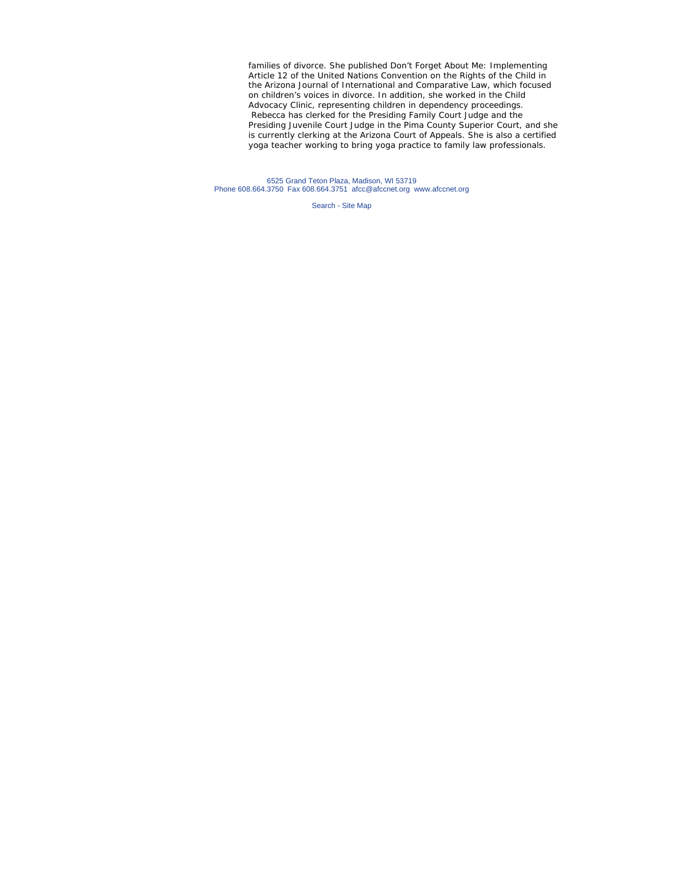families of divorce. She published Don't Forget About Me: Implementing Article 12 of the United Nations Convention on the Rights of the Child in the Arizona Journal of International and Comparative Law, which focused on children's voices in divorce. In addition, she worked in the Child Advocacy Clinic, representing children in dependency proceedings. Rebecca has clerked for the Presiding Family Court Judge and the Presiding Juvenile Court Judge in the Pima County Superior Court, and she is currently clerking at the Arizona Court of Appeals. She is also a certified yoga teacher working to bring yoga practice to family law professionals.

6525 Grand Teton Plaza, Madison, WI 53719
Phone 608.664.3750 Fax 608.664.3751 afcc@afccnet.org www.afccnet.org

Search - Site Map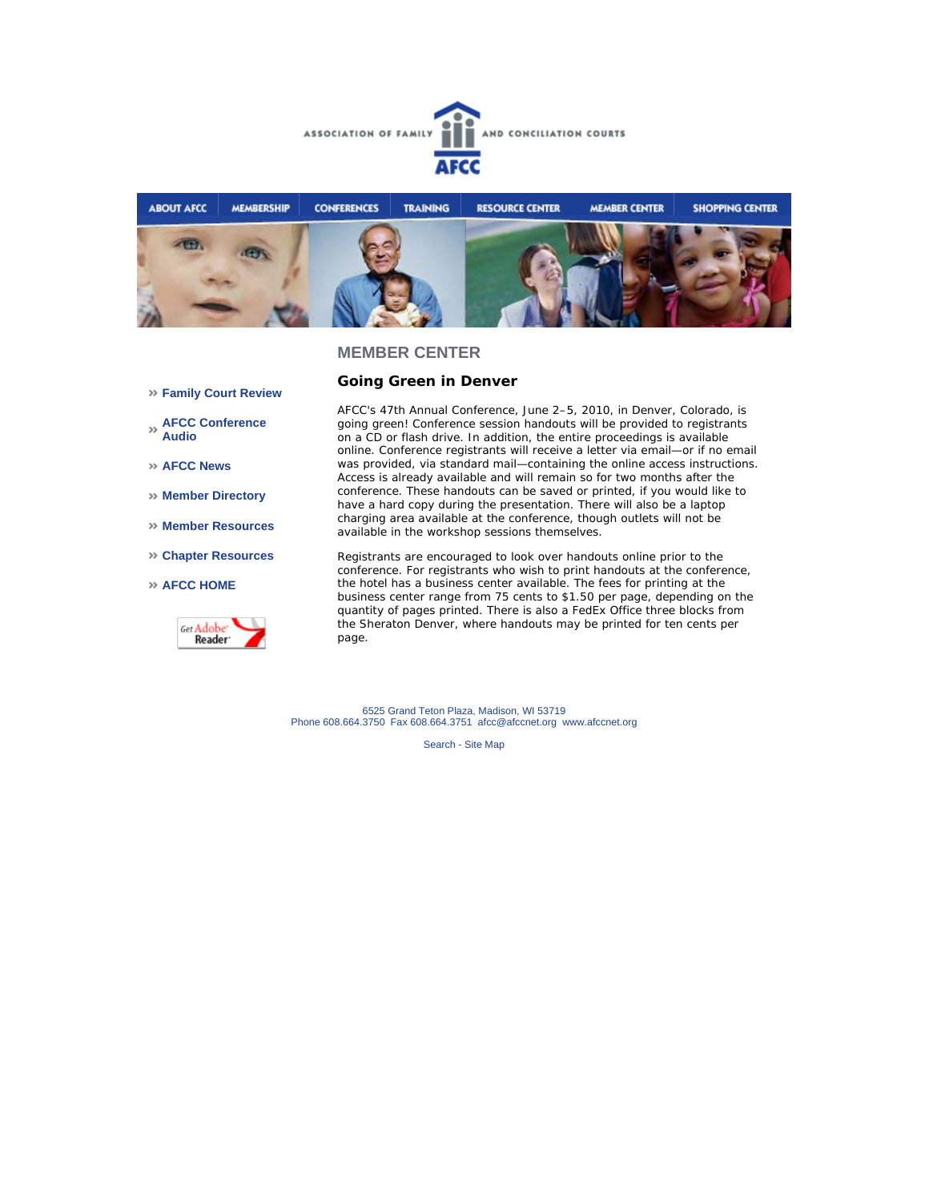ASSOCIATION OF FAMILY AND CONCILIATION COURTS

AFCC

ABOUT AFCC | MEMBERSHIP | CONFERENCES | TRAINING | RESOURCE CENTER | MEMBER CENTER | SHOPPING CENTER

## MEMBER CENTER

- » Family Court Review
- » AFCC Conference Audio
- » AFCC News
- » Member Directory
- » Member Resources
- » Chapter Resources
- » AFCC HOME

Get Adobe Reader

### Going Green in Denver

AFCC's 47th Annual Conference, June 2–5, 2010, in Denver, Colorado, is going green! Conference session handouts will be provided to registrants on a CD or flash drive. In addition, the entire proceedings is available online. Conference registrants will receive a letter via email—or if no email was provided, via standard mail—containing the online access instructions. Access is already available and will remain so for two months after the conference. These handouts can be saved or printed, if you would like to have a hard copy during the presentation. There will also be a laptop charging area available at the conference, though outlets will not be available in the workshop sessions themselves.

Registrants are encouraged to look over handouts online prior to the conference. For registrants who wish to print handouts at the conference, the hotel has a business center available. The fees for printing at the business center range from 75 cents to $1.50 per page, depending on the quantity of pages printed. There is also a FedEx Office three blocks from the Sheraton Denver, where handouts may be printed for ten cents per page.

6525 Grand Teton Plaza, Madison, WI 53719
Phone 608.664.3750 Fax 608.664.3751 afcc@afccnet.org www.afccnet.org

Search - Site Map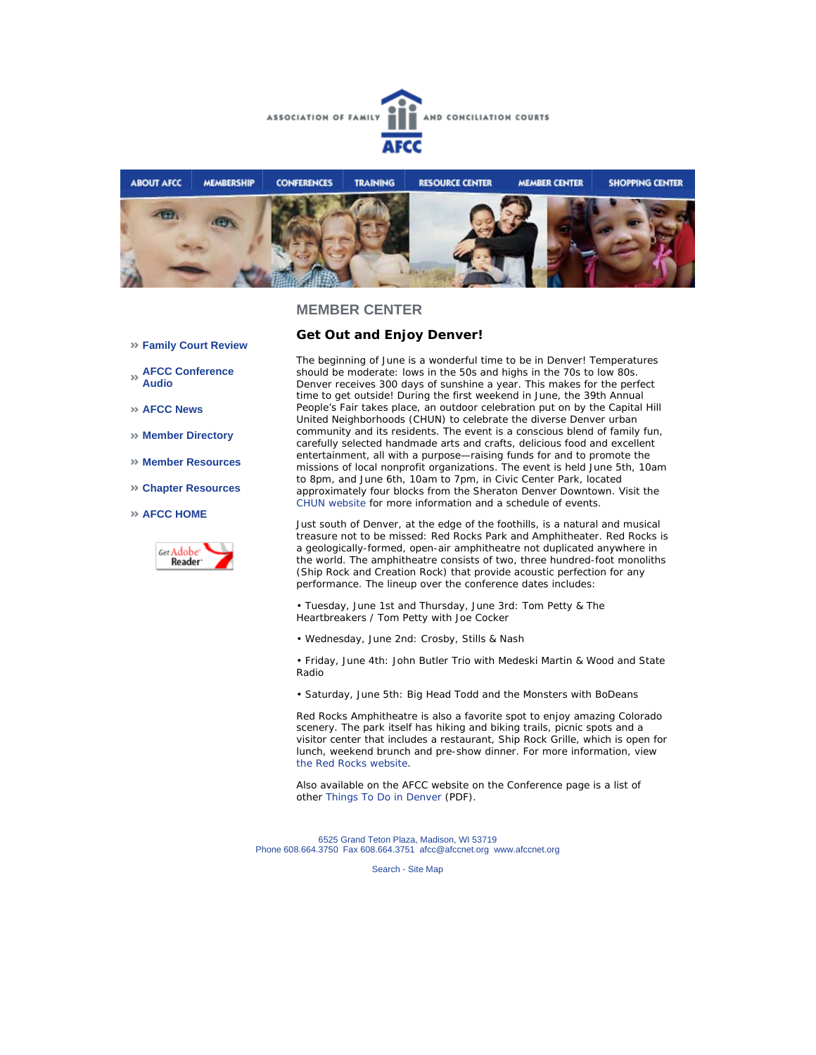ASSOCIATION OF FAMILY AND CONCILIATION COURTS

AFCC

ABOUT AFCC | MEMBERSHIP | CONFERENCES | TRAINING | RESOURCE CENTER | MEMBER CENTER | SHOPPING CENTER

## MEMBER CENTER

- » Family Court Review
- » AFCC Conference Audio
- » AFCC News
- » Member Directory
- » Member Resources
- » Chapter Resources
- » AFCC HOME

### Get Out and Enjoy Denver!

The beginning of June is a wonderful time to be in Denver! Temperatures should be moderate: lows in the 50s and highs in the 70s to low 80s. Denver receives 300 days of sunshine a year. This makes for the perfect time to get outside! During the first weekend in June, the 39th Annual People's Fair takes place, an outdoor celebration put on by the Capital Hill United Neighborhoods (CHUN) to celebrate the diverse Denver urban community and its residents. The event is a conscious blend of family fun, carefully selected handmade arts and crafts, delicious food and excellent entertainment, all with a purpose—raising funds for and to promote the missions of local nonprofit organizations. The event is held June 5th, 10am to 8pm, and June 6th, 10am to 7pm, in Civic Center Park, located approximately four blocks from the Sheraton Denver Downtown. Visit the CHUN website for more information and a schedule of events.

Just south of Denver, at the edge of the foothills, is a natural and musical treasure not to be missed: Red Rocks Park and Amphitheater. Red Rocks is a geologically-formed, open-air amphitheatre not duplicated anywhere in the world. The amphitheatre consists of two, three hundred-foot monoliths (Ship Rock and Creation Rock) that provide acoustic perfection for any performance. The lineup over the conference dates includes:

• Tuesday, June 1st and Thursday, June 3rd: Tom Petty & The Heartbreakers / Tom Petty with Joe Cocker

• Wednesday, June 2nd: Crosby, Stills & Nash

• Friday, June 4th: John Butler Trio with Medeski Martin & Wood and State Radio

• Saturday, June 5th: Big Head Todd and the Monsters with BoDeans

Red Rocks Amphitheatre is also a favorite spot to enjoy amazing Colorado scenery. The park itself has hiking and biking trails, picnic spots and a visitor center that includes a restaurant, Ship Rock Grille, which is open for lunch, weekend brunch and pre-show dinner. For more information, view the Red Rocks website.

Also available on the AFCC website on the Conference page is a list of other Things To Do in Denver (PDF).

6525 Grand Teton Plaza, Madison, WI 53719
Phone 608.664.3750 Fax 608.664.3751 afcc@afccnet.org www.afccnet.org

Search - Site Map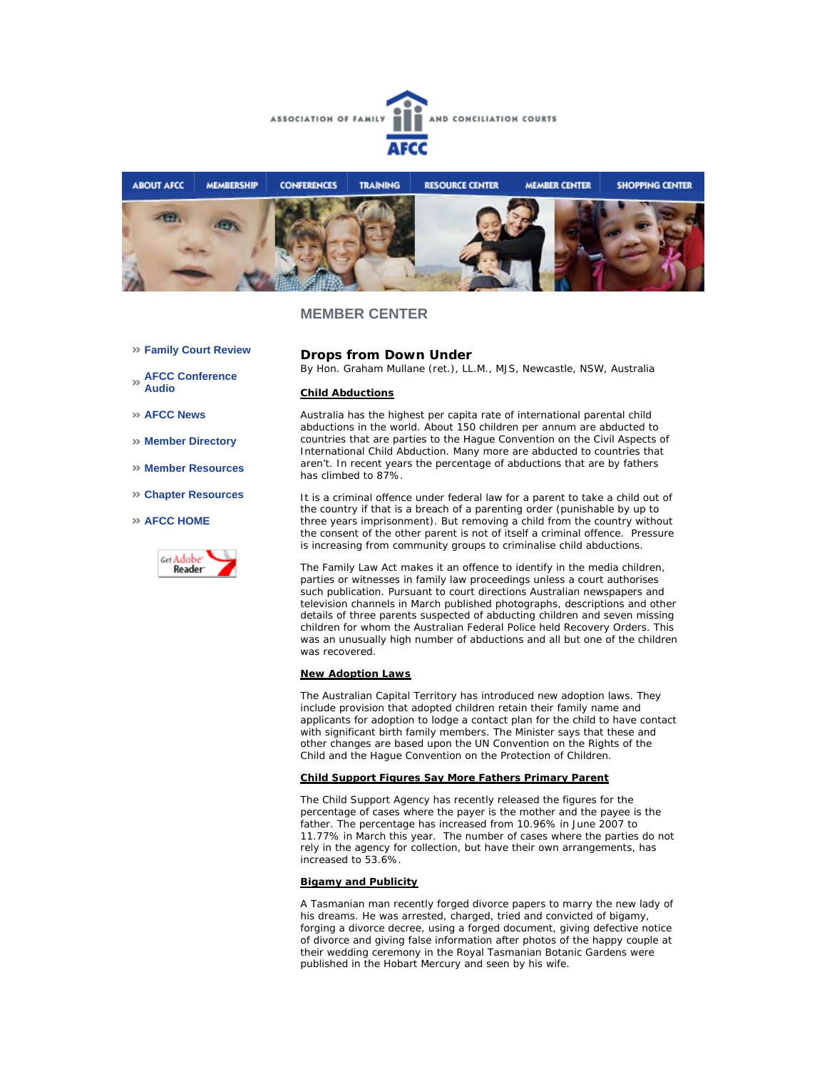ASSOCIATION OF FAMILY AND CONCILIATION COURTS

AFCC

ABOUT AFCC | MEMBERSHIP | CONFERENCES | TRAINING | RESOURCE CENTER | MEMBER CENTER | SHOPPING CENTER

## MEMBER CENTER

- » Family Court Review
- » AFCC Conference Audio
- » AFCC News
- » Member Directory
- » Member Resources
- » Chapter Resources
- » AFCC HOME

Get Adobe Reader

## Drops from Down Under

By Hon. Graham Mullane (ret.), LL.M., MJS, Newcastle, NSW, Australia

### Child Abductions

Australia has the highest per capita rate of international parental child abductions in the world. About 150 children per annum are abducted to countries that are parties to the Hague Convention on the Civil Aspects of International Child Abduction. Many more are abducted to countries that aren't. In recent years the percentage of abductions that are by fathers has climbed to 87%.

It is a criminal offence under federal law for a parent to take a child out of the country if that is a breach of a parenting order (punishable by up to three years imprisonment). But removing a child from the country without the consent of the other parent is not of itself a criminal offence. Pressure is increasing from community groups to criminalise child abductions.

The Family Law Act makes it an offence to identify in the media children, parties or witnesses in family law proceedings unless a court authorises such publication. Pursuant to court directions Australian newspapers and television channels in March published photographs, descriptions and other details of three parents suspected of abducting children and seven missing children for whom the Australian Federal Police held Recovery Orders. This was an unusually high number of abductions and all but one of the children was recovered.

### New Adoption Laws

The Australian Capital Territory has introduced new adoption laws. They include provision that adopted children retain their family name and applicants for adoption to lodge a contact plan for the child to have contact with significant birth family members. The Minister says that these and other changes are based upon the UN Convention on the Rights of the Child and the Hague Convention on the Protection of Children.

### Child Support Figures Say More Fathers Primary Parent

The Child Support Agency has recently released the figures for the percentage of cases where the payer is the mother and the payee is the father. The percentage has increased from 10.96% in June 2007 to 11.77% in March this year. The number of cases where the parties do not rely in the agency for collection, but have their own arrangements, has increased to 53.6%.

### Bigamy and Publicity

A Tasmanian man recently forged divorce papers to marry the new lady of his dreams. He was arrested, charged, tried and convicted of bigamy, forging a divorce decree, using a forged document, giving defective notice of divorce and giving false information after photos of the happy couple at their wedding ceremony in the Royal Tasmanian Botanic Gardens were published in the Hobart Mercury and seen by his wife.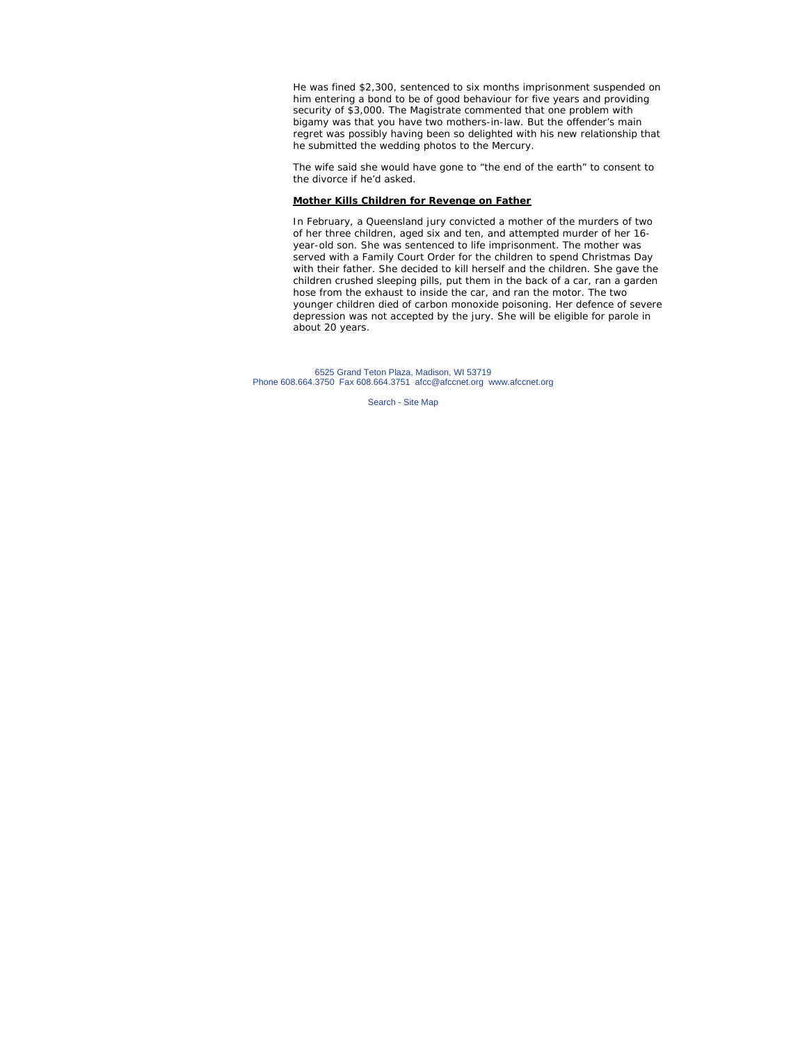He was fined $2,300, sentenced to six months imprisonment suspended on him entering a bond to be of good behaviour for five years and providing security of $3,000. The Magistrate commented that one problem with bigamy was that you have two mothers-in-law. But the offender's main regret was possibly having been so delighted with his new relationship that he submitted the wedding photos to the Mercury.

The wife said she would have gone to "the end of the earth" to consent to the divorce if he'd asked.

**Mother Kills Children for Revenge on Father**

In February, a Queensland jury convicted a mother of the murders of two of her three children, aged six and ten, and attempted murder of her 16-year-old son. She was sentenced to life imprisonment. The mother was served with a Family Court Order for the children to spend Christmas Day with their father. She decided to kill herself and the children. She gave the children crushed sleeping pills, put them in the back of a car, ran a garden hose from the exhaust to inside the car, and ran the motor. The two younger children died of carbon monoxide poisoning. Her defence of severe depression was not accepted by the jury. She will be eligible for parole in about 20 years.

6525 Grand Teton Plaza, Madison, WI 53719
Phone 608.664.3750 Fax 608.664.3751 afcc@afccnet.org www.afccnet.org

Search - Site Map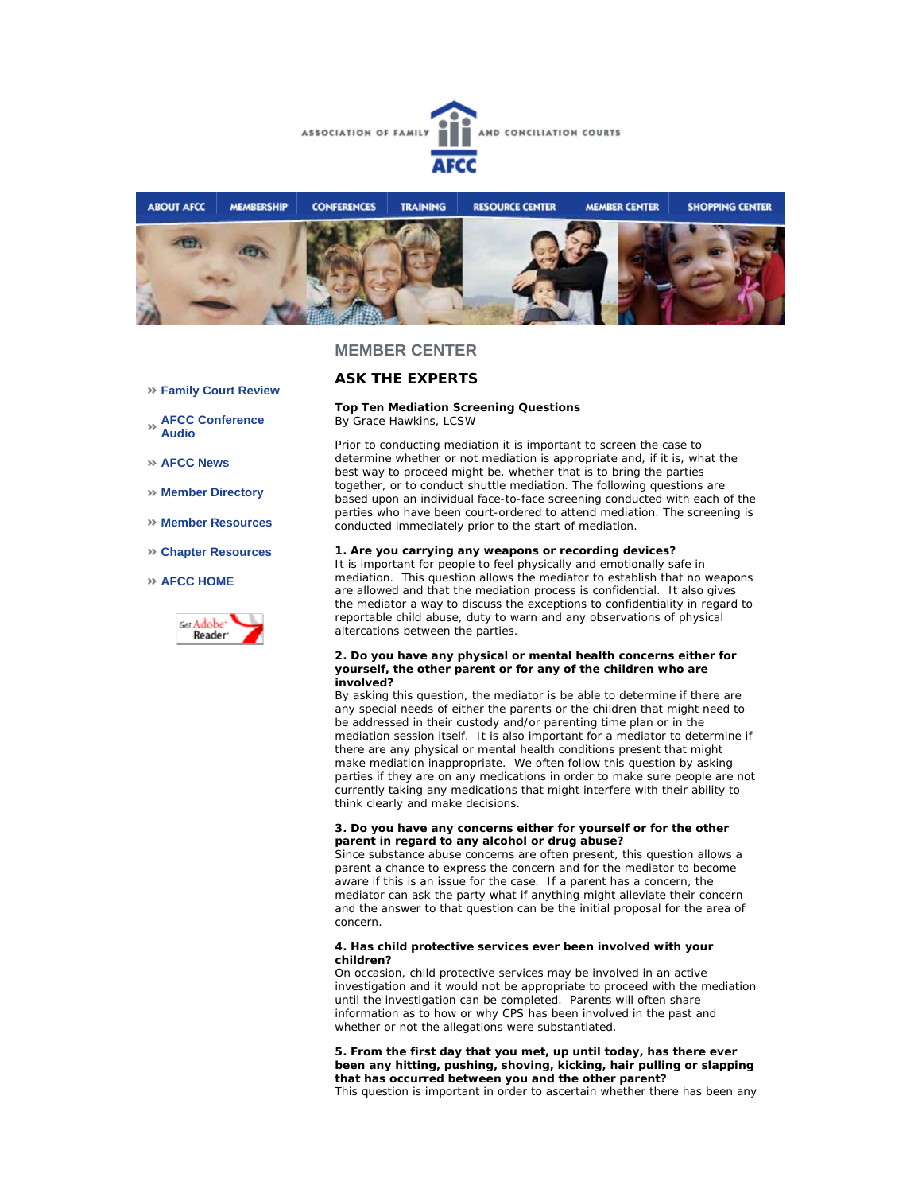ASSOCIATION OF FAMILY AND CONCILIATION COURTS

AFCC

ABOUT AFCC | MEMBERSHIP | CONFERENCES | TRAINING | RESOURCE CENTER | MEMBER CENTER | SHOPPING CENTER

- » Family Court Review
- » AFCC Conference Audio
- » AFCC News
- » Member Directory
- » Member Resources
- » Chapter Resources
- » AFCC HOME

Get Adobe Reader

## MEMBER CENTER

## ASK THE EXPERTS

**Top Ten Mediation Screening Questions**
By Grace Hawkins, LCSW

Prior to conducting mediation it is important to screen the case to determine whether or not mediation is appropriate and, if it is, what the best way to proceed might be, whether that is to bring the parties together, or to conduct shuttle mediation. The following questions are based upon an individual face-to-face screening conducted with each of the parties who have been court-ordered to attend mediation. The screening is conducted immediately prior to the start of mediation.

**1. Are you carrying any weapons or recording devices?**
It is important for people to feel physically and emotionally safe in mediation. This question allows the mediator to establish that no weapons are allowed and that the mediation process is confidential. It also gives the mediator a way to discuss the exceptions to confidentiality in regard to reportable child abuse, duty to warn and any observations of physical altercations between the parties.

**2. Do you have any physical or mental health concerns either for yourself, the other parent or for any of the children who are involved?**
By asking this question, the mediator is be able to determine if there are any special needs of either the parents or the children that might need to be addressed in their custody and/or parenting time plan or in the mediation session itself. It is also important for a mediator to determine if there are any physical or mental health conditions present that might make mediation inappropriate. We often follow this question by asking parties if they are on any medications in order to make sure people are not currently taking any medications that might interfere with their ability to think clearly and make decisions.

**3. Do you have any concerns either for yourself or for the other parent in regard to any alcohol or drug abuse?**
Since substance abuse concerns are often present, this question allows a parent a chance to express the concern and for the mediator to become aware if this is an issue for the case. If a parent has a concern, the mediator can ask the party what if anything might alleviate their concern and the answer to that question can be the initial proposal for the area of concern.

**4. Has child protective services ever been involved with your children?**
On occasion, child protective services may be involved in an active investigation and it would not be appropriate to proceed with the mediation until the investigation can be completed. Parents will often share information as to how or why CPS has been involved in the past and whether or not the allegations were substantiated.

**5. From the first day that you met, up until today, has there ever been any hitting, pushing, shoving, kicking, hair pulling or slapping that has occurred between you and the other parent?**
This question is important in order to ascertain whether there has been any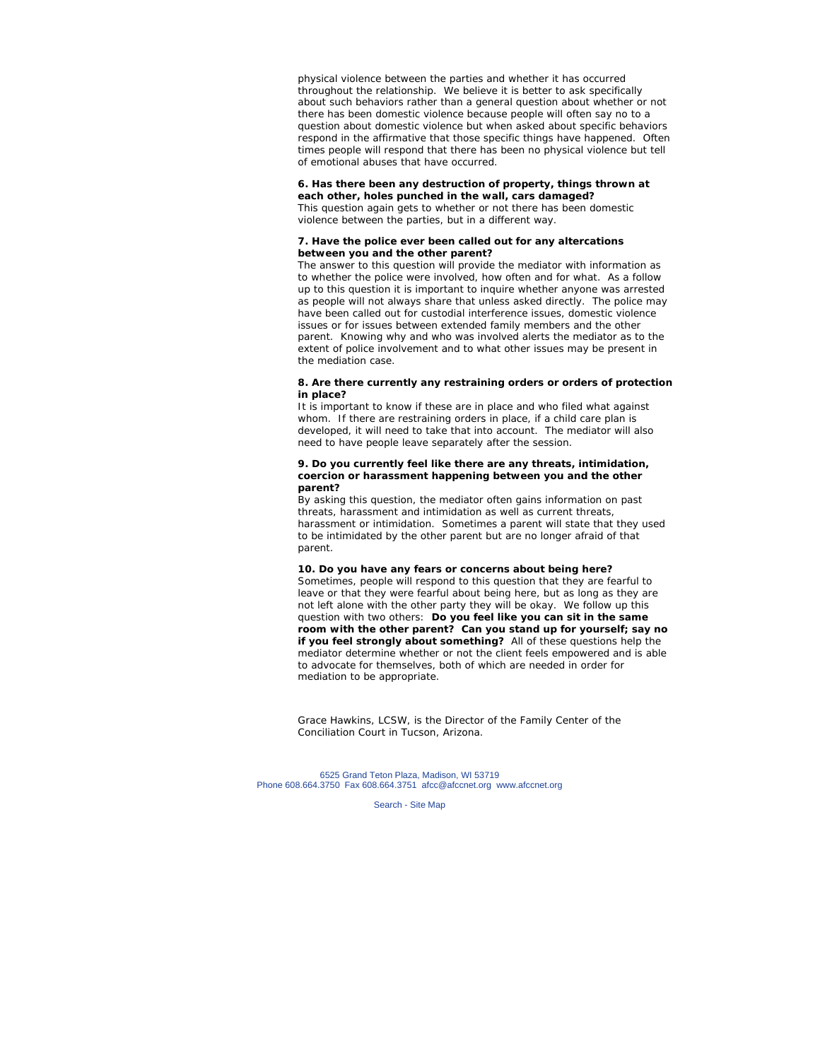physical violence between the parties and whether it has occurred throughout the relationship. We believe it is better to ask specifically about such behaviors rather than a general question about whether or not there has been domestic violence because people will often say no to a question about domestic violence but when asked about specific behaviors respond in the affirmative that those specific things have happened. Often times people will respond that there has been no physical violence but tell of emotional abuses that have occurred.

**6. Has there been any destruction of property, things thrown at each other, holes punched in the wall, cars damaged?**
This question again gets to whether or not there has been domestic violence between the parties, but in a different way.

**7. Have the police ever been called out for any altercations between you and the other parent?**
The answer to this question will provide the mediator with information as to whether the police were involved, how often and for what. As a follow up to this question it is important to inquire whether anyone was arrested as people will not always share that unless asked directly. The police may have been called out for custodial interference issues, domestic violence issues or for issues between extended family members and the other parent. Knowing why and who was involved alerts the mediator as to the extent of police involvement and to what other issues may be present in the mediation case.

**8. Are there currently any restraining orders or orders of protection in place?**
It is important to know if these are in place and who filed what against whom. If there are restraining orders in place, if a child care plan is developed, it will need to take that into account. The mediator will also need to have people leave separately after the session.

**9. Do you currently feel like there are any threats, intimidation, coercion or harassment happening between you and the other parent?**
By asking this question, the mediator often gains information on past threats, harassment and intimidation as well as current threats, harassment or intimidation. Sometimes a parent will state that they used to be intimidated by the other parent but are no longer afraid of that parent.

**10. Do you have any fears or concerns about being here?**
Sometimes, people will respond to this question that they are fearful to leave or that they were fearful about being here, but as long as they are not left alone with the other party they will be okay. We follow up this question with two others: **Do you feel like you can sit in the same room with the other parent? Can you stand up for yourself; say no if you feel strongly about something?** All of these questions help the mediator determine whether or not the client feels empowered and is able to advocate for themselves, both of which are needed in order for mediation to be appropriate.

Grace Hawkins, LCSW, is the Director of the Family Center of the Conciliation Court in Tucson, Arizona.

6525 Grand Teton Plaza, Madison, WI 53719
Phone 608.664.3750 Fax 608.664.3751 afcc@afccnet.org www.afccnet.org

Search - Site Map